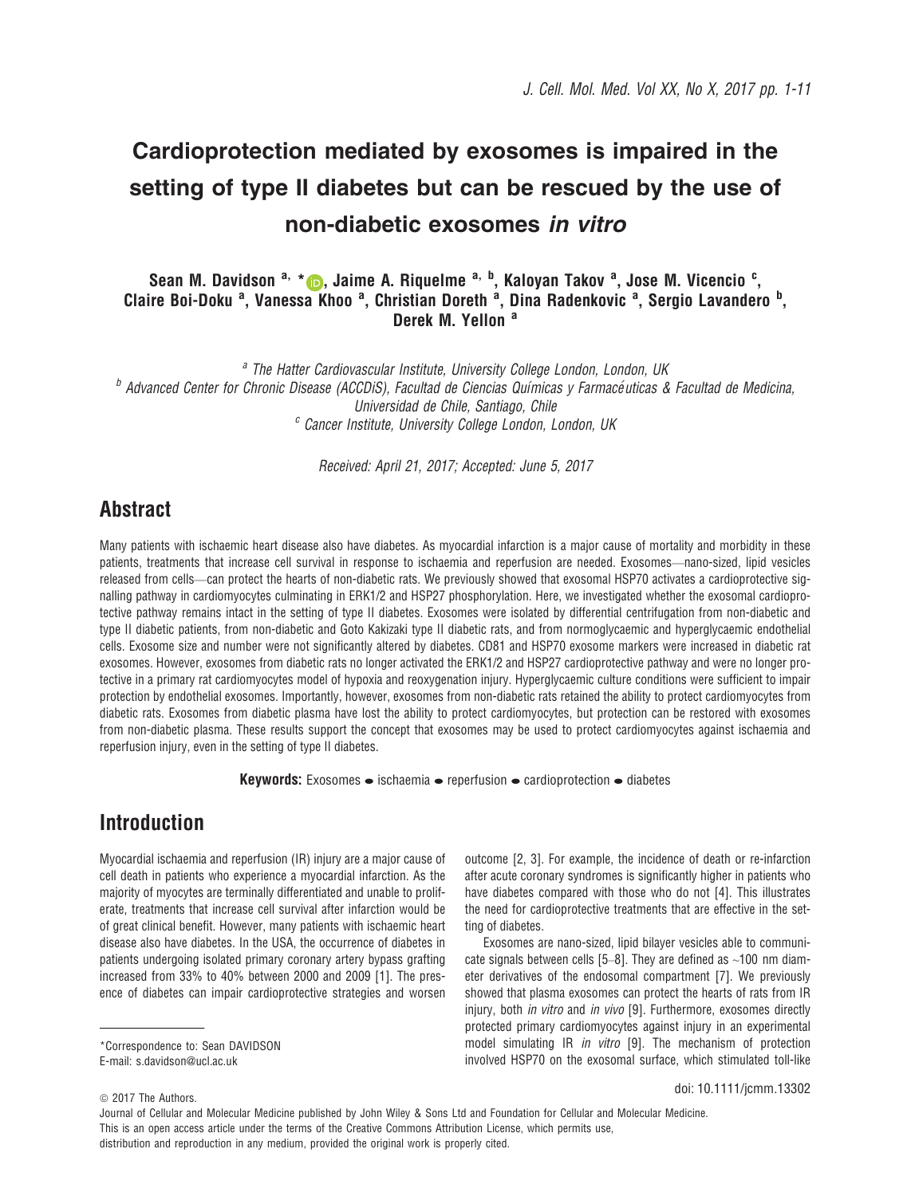# Cardioprotection mediated by exosomes is impaired in the setting of type II diabetes but can be rescued by the use of non-diabetic exosomes *in vitro*

**Sean M. Davidson [a, *], Jaime A. Riquelme [a, b], Kaloyan Takov [a], Jose M. Vicencio [c], Claire Boi-Doku [a], Vanessa Khoo [a], Christian Doreth [a], Dina Radenkovic [a], Sergio Lavandero [b], Derek M. Yellon [a]**

[a] *The Hatter Cardiovascular Institute, University College London, London, UK*
[b] *Advanced Center for Chronic Disease (ACCDiS), Facultad de Ciencias Químicas y Farmacéuticas & Facultad de Medicina, Universidad de Chile, Santiago, Chile*
[c] *Cancer Institute, University College London, London, UK*

*Received: April 21, 2017; Accepted: June 5, 2017*

## Abstract

Many patients with ischaemic heart disease also have diabetes. As myocardial infarction is a major cause of mortality and morbidity in these patients, treatments that increase cell survival in response to ischaemia and reperfusion are needed. Exosomes—nano-sized, lipid vesicles released from cells—can protect the hearts of non-diabetic rats. We previously showed that exosomal HSP70 activates a cardioprotective signalling pathway in cardiomyocytes culminating in ERK1/2 and HSP27 phosphorylation. Here, we investigated whether the exosomal cardioprotective pathway remains intact in the setting of type II diabetes. Exosomes were isolated by differential centrifugation from non-diabetic and type II diabetic patients, from non-diabetic and Goto Kakizaki type II diabetic rats, and from normoglycaemic and hyperglycaemic endothelial cells. Exosome size and number were not significantly altered by diabetes. CD81 and HSP70 exosome markers were increased in diabetic rat exosomes. However, exosomes from diabetic rats no longer activated the ERK1/2 and HSP27 cardioprotective pathway and were no longer protective in a primary rat cardiomyocytes model of hypoxia and reoxygenation injury. Hyperglycaemic culture conditions were sufficient to impair protection by endothelial exosomes. Importantly, however, exosomes from non-diabetic rats retained the ability to protect cardiomyocytes from diabetic rats. Exosomes from diabetic plasma have lost the ability to protect cardiomyocytes, but protection can be restored with exosomes from non-diabetic plasma. These results support the concept that exosomes may be used to protect cardiomyocytes against ischaemia and reperfusion injury, even in the setting of type II diabetes.

**Keywords:** Exosomes • ischaemia • reperfusion • cardioprotection • diabetes

## Introduction

Myocardial ischaemia and reperfusion (IR) injury are a major cause of cell death in patients who experience a myocardial infarction. As the majority of myocytes are terminally differentiated and unable to proliferate, treatments that increase cell survival after infarction would be of great clinical benefit. However, many patients with ischaemic heart disease also have diabetes. In the USA, the occurrence of diabetes in patients undergoing isolated primary coronary artery bypass grafting increased from 33% to 40% between 2000 and 2009 [1]. The presence of diabetes can impair cardioprotective strategies and worsen outcome [2, 3]. For example, the incidence of death or re-infarction after acute coronary syndromes is significantly higher in patients who have diabetes compared with those who do not [4]. This illustrates the need for cardioprotective treatments that are effective in the setting of diabetes.

Exosomes are nano-sized, lipid bilayer vesicles able to communicate signals between cells [5–8]. They are defined as ~100 nm diameter derivatives of the endosomal compartment [7]. We previously showed that plasma exosomes can protect the hearts of rats from IR injury, both *in vitro* and *in vivo* [9]. Furthermore, exosomes directly protected primary cardiomyocytes against injury in an experimental model simulating IR *in vitro* [9]. The mechanism of protection involved HSP70 on the exosomal surface, which stimulated toll-like

\*Correspondence to: Sean DAVIDSON
E-mail: s.davidson@ucl.ac.uk

doi: 10.1111/jcmm.13302

© 2017 The Authors.
Journal of Cellular and Molecular Medicine published by John Wiley & Sons Ltd and Foundation for Cellular and Molecular Medicine.
This is an open access article under the terms of the Creative Commons Attribution License, which permits use, distribution and reproduction in any medium, provided the original work is properly cited.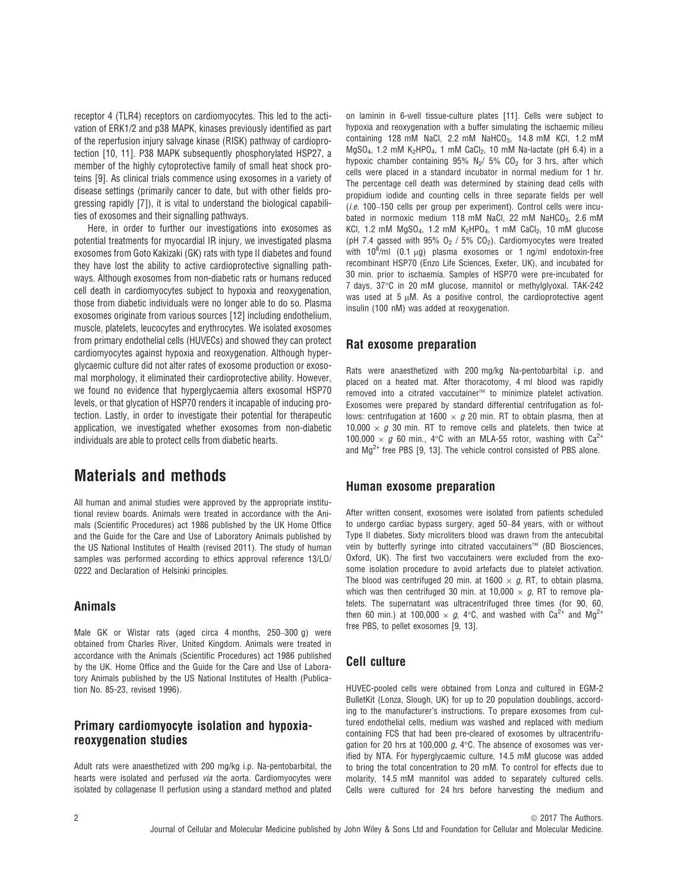receptor 4 (TLR4) receptors on cardiomyocytes. This led to the activation of ERK1/2 and p38 MAPK, kinases previously identified as part of the reperfusion injury salvage kinase (RISK) pathway of cardioprotection [10, 11]. P38 MAPK subsequently phosphorylated HSP27, a member of the highly cytoprotective family of small heat shock proteins [9]. As clinical trials commence using exosomes in a variety of disease settings (primarily cancer to date, but with other fields progressing rapidly [7]), it is vital to understand the biological capabilities of exosomes and their signalling pathways.

Here, in order to further our investigations into exosomes as potential treatments for myocardial IR injury, we investigated plasma exosomes from Goto Kakizaki (GK) rats with type II diabetes and found they have lost the ability to active cardioprotective signalling pathways. Although exosomes from non-diabetic rats or humans reduced cell death in cardiomyocytes subject to hypoxia and reoxygenation, those from diabetic individuals were no longer able to do so. Plasma exosomes originate from various sources [12] including endothelium, muscle, platelets, leucocytes and erythrocytes. We isolated exosomes from primary endothelial cells (HUVECs) and showed they can protect cardiomyocytes against hypoxia and reoxygenation. Although hyperglycaemic culture did not alter rates of exosome production or exosomal morphology, it eliminated their cardioprotective ability. However, we found no evidence that hyperglycaemia alters exosomal HSP70 levels, or that glycation of HSP70 renders it incapable of inducing protection. Lastly, in order to investigate their potential for therapeutic application, we investigated whether exosomes from non-diabetic individuals are able to protect cells from diabetic hearts.

# Materials and methods

All human and animal studies were approved by the appropriate institutional review boards. Animals were treated in accordance with the Animals (Scientific Procedures) act 1986 published by the UK Home Office and the Guide for the Care and Use of Laboratory Animals published by the US National Institutes of Health (revised 2011). The study of human samples was performed according to ethics approval reference 13/LO/0222 and Declaration of Helsinki principles.

## Animals

Male GK or Wistar rats (aged circa 4 months, 250–300 g) were obtained from Charles River, United Kingdom. Animals were treated in accordance with the Animals (Scientific Procedures) act 1986 published by the UK. Home Office and the Guide for the Care and Use of Laboratory Animals published by the US National Institutes of Health (Publication No. 85-23, revised 1996).

## Primary cardiomyocyte isolation and hypoxia-reoxygenation studies

Adult rats were anaesthetized with 200 mg/kg i.p. Na-pentobarbital, the hearts were isolated and perfused *via* the aorta. Cardiomyocytes were isolated by collagenase II perfusion using a standard method and plated on laminin in 6-well tissue-culture plates [11]. Cells were subject to hypoxia and reoxygenation with a buffer simulating the ischaemic milieu containing 128 mM NaCl, 2.2 mM $NaHCO_3$, 14.8 mM KCl, 1.2 mM $MgSO_4$, 1.2 mM $K_2HPO_4$, 1 mM $CaCl_2$, 10 mM Na-lactate (pH 6.4) in a hypoxic chamber containing 95% $N_2$/ 5% $CO_2$ for 3 hrs, after which cells were placed in a standard incubator in normal medium for 1 hr. The percentage cell death was determined by staining dead cells with propidium iodide and counting cells in three separate fields per well (*i.e.* 100–150 cells per group per experiment). Control cells were incubated in normoxic medium 118 mM NaCl, 22 mM $NaHCO_3$, 2.6 mM KCl, 1.2 mM $MgSO_4$, 1.2 mM $K_2HPO_4$, 1 mM $CaCl_2$, 10 mM glucose (pH 7.4 gassed with 95% $O_2$ / 5% $CO_2$). Cardiomyocytes were treated with $10^8$/ml (0.1 μg) plasma exosomes or 1 ng/ml endotoxin-free recombinant HSP70 (Enzo Life Sciences, Exeter, UK), and incubated for 30 min. prior to ischaemia. Samples of HSP70 were pre-incubated for 7 days, 37°C in 20 mM glucose, mannitol or methylglyoxal. TAK-242 was used at 5 μM. As a positive control, the cardioprotective agent insulin (100 nM) was added at reoxygenation.

## Rat exosome preparation

Rats were anaesthetized with 200 mg/kg Na-pentobarbital i.p. and placed on a heated mat. After thoracotomy, 4 ml blood was rapidly removed into a citrated vaccutainer™ to minimize platelet activation. Exosomes were prepared by standard differential centrifugation as follows: centrifugation at 1600 × *g* 20 min. RT to obtain plasma, then at 10,000 × *g* 30 min. RT to remove cells and platelets, then twice at 100,000 × *g* 60 min., 4°C with an MLA-55 rotor, washing with $Ca^{2+}$ and $Mg^{2+}$ free PBS [9, 13]. The vehicle control consisted of PBS alone.

## Human exosome preparation

After written consent, exosomes were isolated from patients scheduled to undergo cardiac bypass surgery, aged 50–84 years, with or without Type II diabetes. Sixty microliters blood was drawn from the antecubital vein by butterfly syringe into citrated vaccutainers™ (BD Biosciences, Oxford, UK). The first two vaccutainers were excluded from the exosome isolation procedure to avoid artefacts due to platelet activation. The blood was centrifuged 20 min. at 1600 × *g*, RT, to obtain plasma, which was then centrifuged 30 min. at 10,000 × *g*, RT to remove platelets. The supernatant was ultracentrifuged three times (for 90, 60, then 60 min.) at 100,000 × *g*, 4°C, and washed with $Ca^{2+}$ and $Mg^{2+}$ free PBS, to pellet exosomes [9, 13].

## Cell culture

HUVEC-pooled cells were obtained from Lonza and cultured in EGM-2 BulletKit (Lonza, Slough, UK) for up to 20 population doublings, according to the manufacturer's instructions. To prepare exosomes from cultured endothelial cells, medium was washed and replaced with medium containing FCS that had been pre-cleared of exosomes by ultracentrifugation for 20 hrs at 100,000 *g*, 4°C. The absence of exosomes was verified by NTA. For hyperglycaemic culture, 14.5 mM glucose was added to bring the total concentration to 20 mM. To control for effects due to molarity, 14.5 mM mannitol was added to separately cultured cells. Cells were cultured for 24 hrs before harvesting the medium and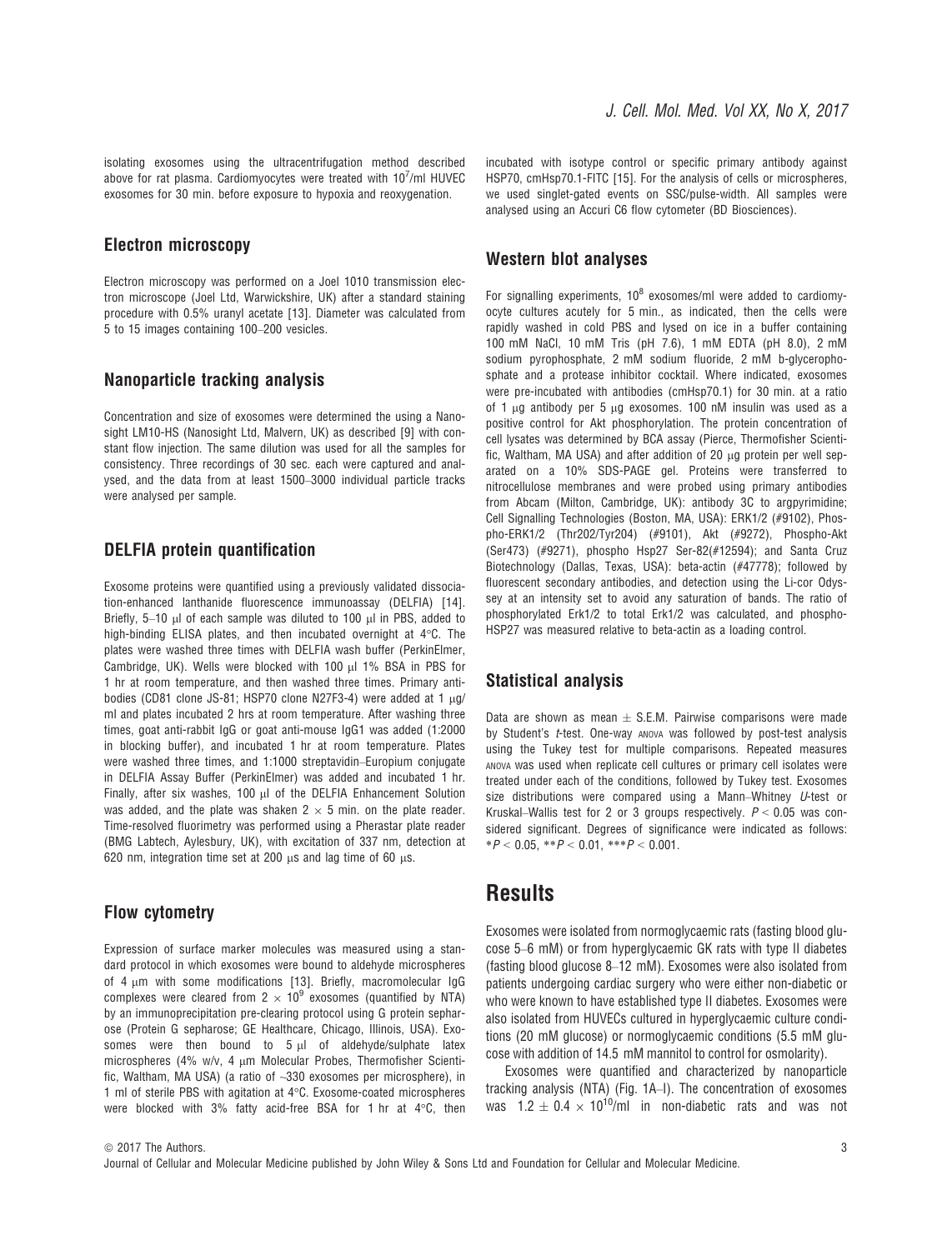isolating exosomes using the ultracentrifugation method described above for rat plasma. Cardiomyocytes were treated with $10^7$/ml HUVEC exosomes for 30 min. before exposure to hypoxia and reoxygenation.

## Electron microscopy

Electron microscopy was performed on a Joel 1010 transmission electron microscope (Joel Ltd, Warwickshire, UK) after a standard staining procedure with 0.5% uranyl acetate [13]. Diameter was calculated from 5 to 15 images containing 100–200 vesicles.

## Nanoparticle tracking analysis

Concentration and size of exosomes were determined the using a Nanosight LM10-HS (Nanosight Ltd, Malvern, UK) as described [9] with constant flow injection. The same dilution was used for all the samples for consistency. Three recordings of 30 sec. each were captured and analysed, and the data from at least 1500–3000 individual particle tracks were analysed per sample.

## DELFIA protein quantification

Exosome proteins were quantified using a previously validated dissociation-enhanced lanthanide fluorescence immunoassay (DELFIA) [14]. Briefly, 5–10 μl of each sample was diluted to 100 μl in PBS, added to high-binding ELISA plates, and then incubated overnight at 4°C. The plates were washed three times with DELFIA wash buffer (PerkinElmer, Cambridge, UK). Wells were blocked with 100 μl 1% BSA in PBS for 1 hr at room temperature, and then washed three times. Primary antibodies (CD81 clone JS-81; HSP70 clone N27F3-4) were added at 1 μg/ml and plates incubated 2 hrs at room temperature. After washing three times, goat anti-rabbit IgG or goat anti-mouse IgG1 was added (1:2000 in blocking buffer), and incubated 1 hr at room temperature. Plates were washed three times, and 1:1000 streptavidin–Europium conjugate in DELFIA Assay Buffer (PerkinElmer) was added and incubated 1 hr. Finally, after six washes, 100 μl of the DELFIA Enhancement Solution was added, and the plate was shaken $2 \times 5$ min. on the plate reader. Time-resolved fluorimetry was performed using a Pherastar plate reader (BMG Labtech, Aylesbury, UK), with excitation of 337 nm, detection at 620 nm, integration time set at 200 μs and lag time of 60 μs.

## Flow cytometry

Expression of surface marker molecules was measured using a standard protocol in which exosomes were bound to aldehyde microspheres of 4 μm with some modifications [13]. Briefly, macromolecular IgG complexes were cleared from $2 \times 10^9$ exosomes (quantified by NTA) by an immunoprecipitation pre-clearing protocol using G protein sepharose (Protein G sepharose; GE Healthcare, Chicago, Illinois, USA). Exosomes were then bound to 5 μl of aldehyde/sulphate latex microspheres (4% w/v, 4 μm Molecular Probes, Thermofisher Scientific, Waltham, MA USA) (a ratio of ~330 exosomes per microsphere), in 1 ml of sterile PBS with agitation at 4°C. Exosome-coated microspheres were blocked with 3% fatty acid-free BSA for 1 hr at 4°C, then incubated with isotype control or specific primary antibody against HSP70, cmHsp70.1-FITC [15]. For the analysis of cells or microspheres, we used singlet-gated events on SSC/pulse-width. All samples were analysed using an Accuri C6 flow cytometer (BD Biosciences).

## Western blot analyses

For signalling experiments, $10^8$ exosomes/ml were added to cardiomyocyte cultures acutely for 5 min., as indicated, then the cells were rapidly washed in cold PBS and lysed on ice in a buffer containing 100 mM NaCl, 10 mM Tris (pH 7.6), 1 mM EDTA (pH 8.0), 2 mM sodium pyrophosphate, 2 mM sodium fluoride, 2 mM b-glycerophosphate and a protease inhibitor cocktail. Where indicated, exosomes were pre-incubated with antibodies (cmHsp70.1) for 30 min. at a ratio of 1 μg antibody per 5 μg exosomes. 100 nM insulin was used as a positive control for Akt phosphorylation. The protein concentration of cell lysates was determined by BCA assay (Pierce, Thermofisher Scientific, Waltham, MA USA) and after addition of 20 μg protein per well separated on a 10% SDS-PAGE gel. Proteins were transferred to nitrocellulose membranes and were probed using primary antibodies from Abcam (Milton, Cambridge, UK): antibody 3C to argpyrimidine; Cell Signalling Technologies (Boston, MA, USA): ERK1/2 (#9102), Phospho-ERK1/2 (Thr202/Tyr204) (#9101), Akt (#9272), Phospho-Akt (Ser473) (#9271), phospho Hsp27 Ser-82(#12594); and Santa Cruz Biotechnology (Dallas, Texas, USA): beta-actin (#47778); followed by fluorescent secondary antibodies, and detection using the Li-cor Odyssey at an intensity set to avoid any saturation of bands. The ratio of phosphorylated Erk1/2 to total Erk1/2 was calculated, and phospho-HSP27 was measured relative to beta-actin as a loading control.

## Statistical analysis

Data are shown as mean ± S.E.M. Pairwise comparisons were made by Student's *t*-test. One-way ANOVA was followed by post-test analysis using the Tukey test for multiple comparisons. Repeated measures ANOVA was used when replicate cell cultures or primary cell isolates were treated under each of the conditions, followed by Tukey test. Exosomes size distributions were compared using a Mann–Whitney *U*-test or Kruskal–Wallis test for 2 or 3 groups respectively. $P < 0.05$ was considered significant. Degrees of significance were indicated as follows: $*P < 0.05$, $**P < 0.01$, $***P < 0.001$.

# Results

Exosomes were isolated from normoglycaemic rats (fasting blood glucose 5–6 mM) or from hyperglycaemic GK rats with type II diabetes (fasting blood glucose 8–12 mM). Exosomes were also isolated from patients undergoing cardiac surgery who were either non-diabetic or who were known to have established type II diabetes. Exosomes were also isolated from HUVECs cultured in hyperglycaemic culture conditions (20 mM glucose) or normoglycaemic conditions (5.5 mM glucose with addition of 14.5 mM mannitol to control for osmolarity).

Exosomes were quantified and characterized by nanoparticle tracking analysis (NTA) (Fig. 1A–I). The concentration of exosomes was $1.2 \pm 0.4 \times 10^{10}$/ml in non-diabetic rats and was not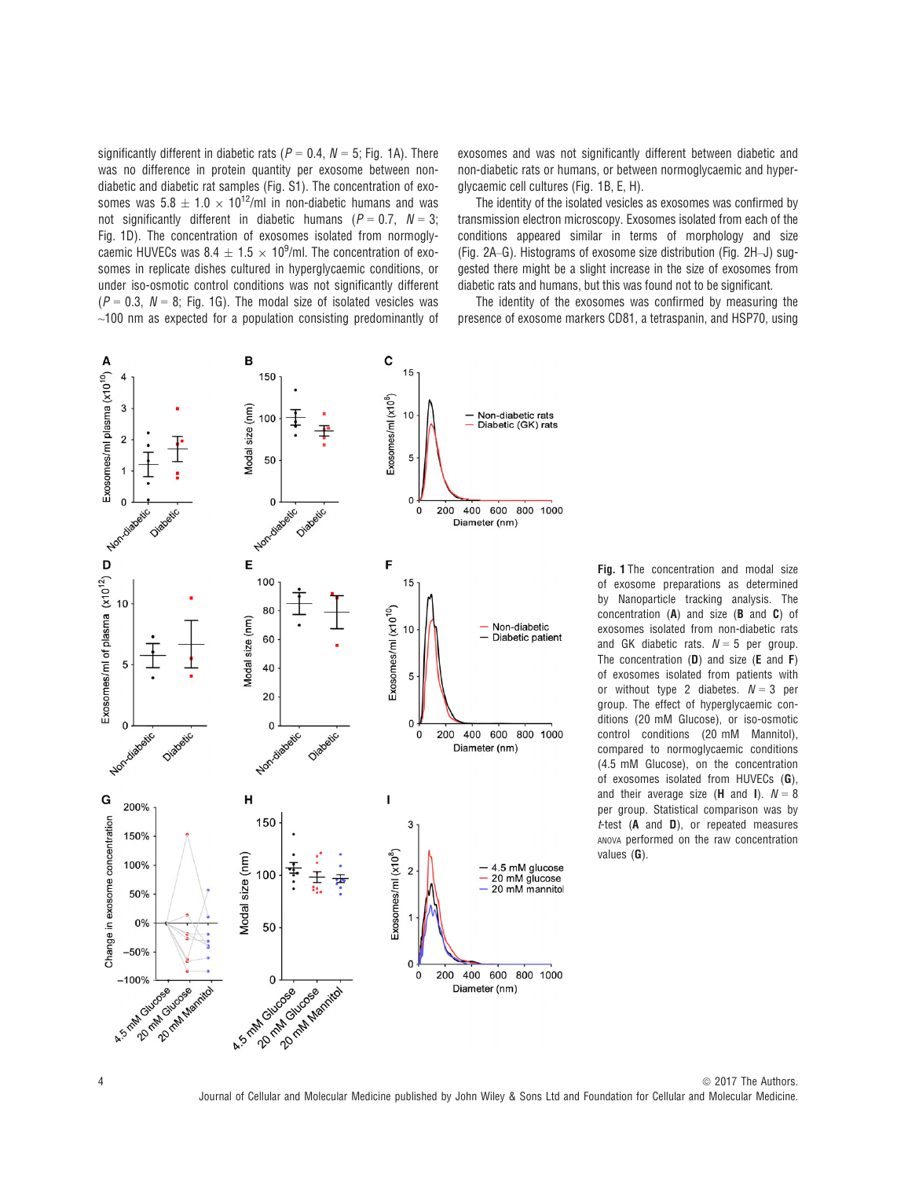significantly different in diabetic rats ($P = 0.4$, $N = 5$; Fig. 1A). There was no difference in protein quantity per exosome between non-diabetic and diabetic rat samples (Fig. S1). The concentration of exosomes was $5.8 \pm 1.0 \times 10^{12}$/ml in non-diabetic humans and was not significantly different in diabetic humans ($P = 0.7$, $N = 3$; Fig. 1D). The concentration of exosomes isolated from normoglycaemic HUVECs was $8.4 \pm 1.5 \times 10^{9}$/ml. The concentration of exosomes in replicate dishes cultured in hyperglycaemic conditions, or under iso-osmotic control conditions was not significantly different ($P = 0.3$, $N = 8$; Fig. 1G). The modal size of isolated vesicles was ~100 nm as expected for a population consisting predominantly of exosomes and was not significantly different between diabetic and non-diabetic rats or humans, or between normoglycaemic and hyperglycaemic cell cultures (Fig. 1B, E, H).

The identity of the isolated vesicles as exosomes was confirmed by transmission electron microscopy. Exosomes isolated from each of the conditions appeared similar in terms of morphology and size (Fig. 2A–G). Histograms of exosome size distribution (Fig. 2H–J) suggested there might be a slight increase in the size of exosomes from diabetic rats and humans, but this was found not to be significant.

The identity of the exosomes was confirmed by measuring the presence of exosome markers CD81, a tetraspanin, and HSP70, using

**Fig. 1** The concentration and modal size of exosome preparations as determined by Nanoparticle tracking analysis. The concentration (**A**) and size (**B** and **C**) of exosomes isolated from non-diabetic rats and GK diabetic rats. $N = 5$ per group. The concentration (**D**) and size (**E** and **F**) of exosomes isolated from patients with or without type 2 diabetes. $N = 3$ per group. The effect of hyperglycaemic conditions (20 mM Glucose), or iso-osmotic control conditions (20 mM Mannitol), compared to normoglycaemic conditions (4.5 mM Glucose), on the concentration of exosomes isolated from HUVECs (**G**), and their average size (**H** and **I**). $N = 8$ per group. Statistical comparison was by *t*-test (**A** and **D**), or repeated measures ANOVA performed on the raw concentration values (**G**).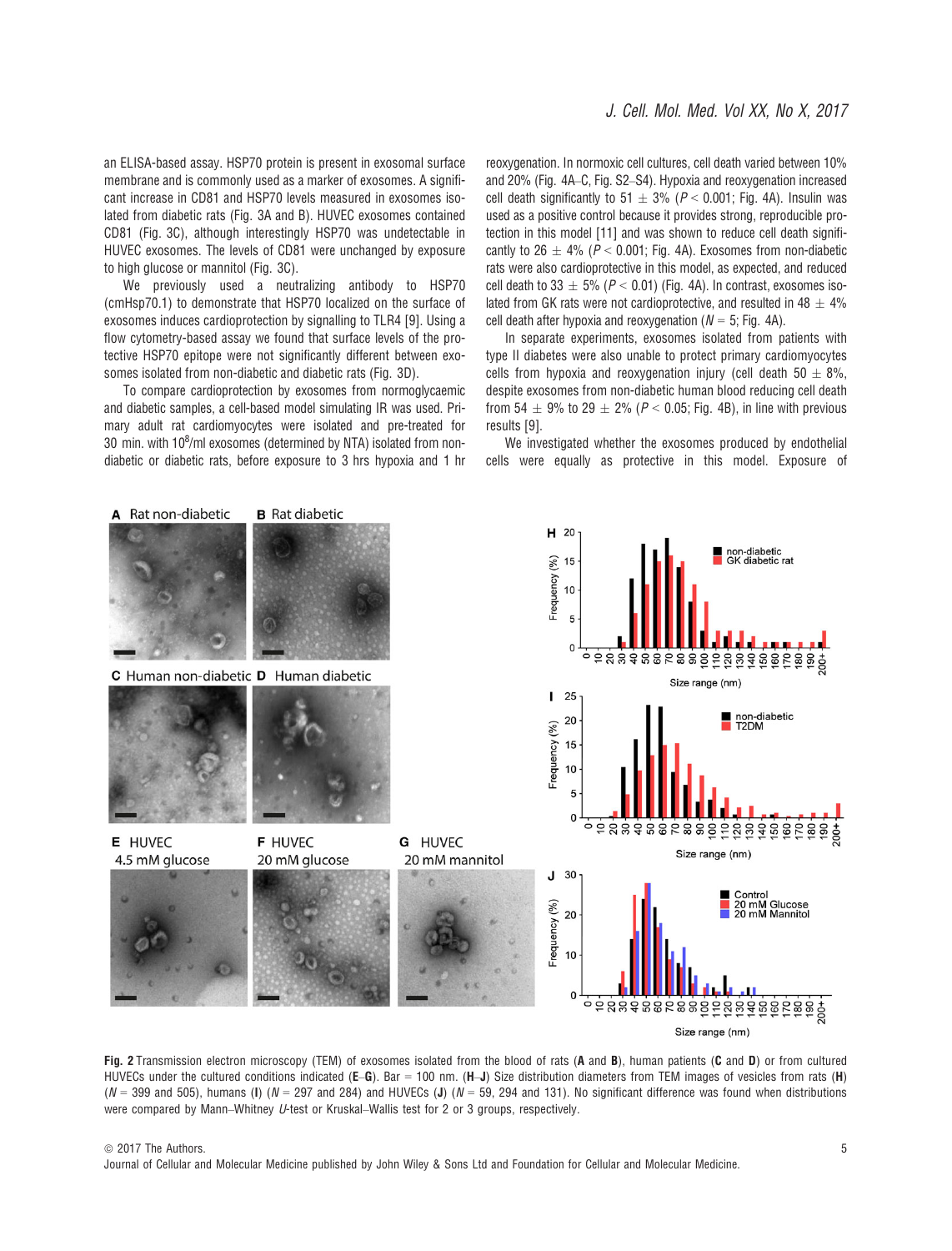an ELISA-based assay. HSP70 protein is present in exosomal surface membrane and is commonly used as a marker of exosomes. A significant increase in CD81 and HSP70 levels measured in exosomes isolated from diabetic rats (Fig. 3A and B). HUVEC exosomes contained CD81 (Fig. 3C), although interestingly HSP70 was undetectable in HUVEC exosomes. The levels of CD81 were unchanged by exposure to high glucose or mannitol (Fig. 3C).

We previously used a neutralizing antibody to HSP70 (cmHsp70.1) to demonstrate that HSP70 localized on the surface of exosomes induces cardioprotection by signalling to TLR4 [9]. Using a flow cytometry-based assay we found that surface levels of the protective HSP70 epitope were not significantly different between exosomes isolated from non-diabetic and diabetic rats (Fig. 3D).

To compare cardioprotection by exosomes from normoglycaemic and diabetic samples, a cell-based model simulating IR was used. Primary adult rat cardiomyocytes were isolated and pre-treated for 30 min. with $10^8$/ml exosomes (determined by NTA) isolated from non-diabetic or diabetic rats, before exposure to 3 hrs hypoxia and 1 hr reoxygenation. In normoxic cell cultures, cell death varied between 10% and 20% (Fig. 4A–C, Fig. S2–S4). Hypoxia and reoxygenation increased cell death significantly to 51 ± 3% ($P < 0.001$; Fig. 4A). Insulin was used as a positive control because it provides strong, reproducible protection in this model [11] and was shown to reduce cell death significantly to 26 ± 4% ($P < 0.001$; Fig. 4A). Exosomes from non-diabetic rats were also cardioprotective in this model, as expected, and reduced cell death to 33 ± 5% ($P < 0.01$) (Fig. 4A). In contrast, exosomes isolated from GK rats were not cardioprotective, and resulted in 48 ± 4% cell death after hypoxia and reoxygenation ($N = 5$; Fig. 4A).

In separate experiments, exosomes isolated from patients with type II diabetes were also unable to protect primary cardiomyocytes cells from hypoxia and reoxygenation injury (cell death 50 ± 8%, despite exosomes from non-diabetic human blood reducing cell death from 54 ± 9% to 29 ± 2% ($P < 0.05$; Fig. 4B), in line with previous results [9].

We investigated whether the exosomes produced by endothelial cells were equally as protective in this model. Exposure of

**Fig. 2** Transmission electron microscopy (TEM) of exosomes isolated from the blood of rats (**A** and **B**), human patients (**C** and **D**) or from cultured HUVECs under the cultured conditions indicated (**E**–**G**). Bar = 100 nm. (**H**–**J**) Size distribution diameters from TEM images of vesicles from rats (**H**) ($N = 399$ and 505), humans (**I**) ($N = 297$ and 284) and HUVECs (**J**) ($N = 59$, 294 and 131). No significant difference was found when distributions were compared by Mann–Whitney $U$-test or Kruskal–Wallis test for 2 or 3 groups, respectively.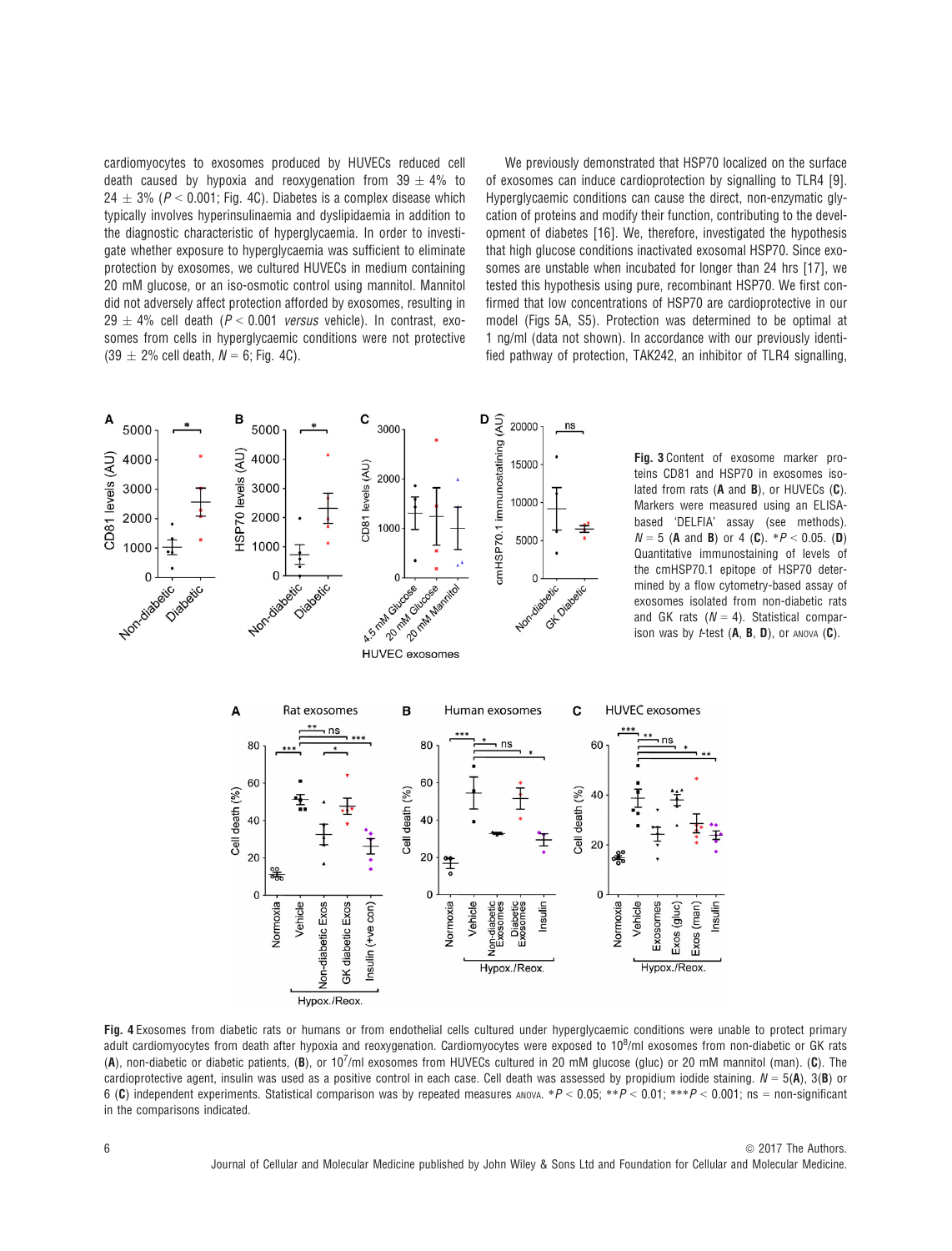cardiomyocytes to exosomes produced by HUVECs reduced cell death caused by hypoxia and reoxygenation from 39 ± 4% to 24 ± 3% ($P < 0.001$; Fig. 4C). Diabetes is a complex disease which typically involves hyperinsulinaemia and dyslipidaemia in addition to the diagnostic characteristic of hyperglycaemia. In order to investigate whether exposure to hyperglycaemia was sufficient to eliminate protection by exosomes, we cultured HUVECs in medium containing 20 mM glucose, or an iso-osmotic control using mannitol. Mannitol did not adversely affect protection afforded by exosomes, resulting in 29 ± 4% cell death ($P < 0.001$ *versus* vehicle). In contrast, exosomes from cells in hyperglycaemic conditions were not protective (39 ± 2% cell death, $N = 6$; Fig. 4C).

We previously demonstrated that HSP70 localized on the surface of exosomes can induce cardioprotection by signalling to TLR4 [9]. Hyperglycaemic conditions can cause the direct, non-enzymatic glycation of proteins and modify their function, contributing to the development of diabetes [16]. We, therefore, investigated the hypothesis that high glucose conditions inactivated exosomal HSP70. Since exosomes are unstable when incubated for longer than 24 hrs [17], we tested this hypothesis using pure, recombinant HSP70. We first confirmed that low concentrations of HSP70 are cardioprotective in our model (Figs 5A, S5). Protection was determined to be optimal at 1 ng/ml (data not shown). In accordance with our previously identified pathway of protection, TAK242, an inhibitor of TLR4 signalling,

**Fig. 3** Content of exosome marker proteins CD81 and HSP70 in exosomes isolated from rats (**A** and **B**), or HUVECs (**C**). Markers were measured using an ELISA-based 'DELFIA' assay (see methods). $N = 5$ (**A** and **B**) or 4 (**C**). $^{*}P < 0.05$. (**D**) Quantitative immunostaining of levels of the cmHSP70.1 epitope of HSP70 determined by a flow cytometry-based assay of exosomes isolated from non-diabetic and GK rats ($N = 4$). Statistical comparison was by *t*-test (**A**, **B**, **D**), or ANOVA (**C**).

**Fig. 4** Exosomes from diabetic rats or humans or from endothelial cells cultured under hyperglycaemic conditions were unable to protect primary adult cardiomyocytes from death after hypoxia and reoxygenation. Cardiomyocytes were exposed to $10^{8}$/ml exosomes from non-diabetic or GK rats (**A**), non-diabetic or diabetic patients, (**B**), or $10^{7}$/ml exosomes from HUVECs cultured in 20 mM glucose (gluc) or 20 mM mannitol (man). (**C**). The cardioprotective agent, insulin was used as a positive control in each case. Cell death was assessed by propidium iodide staining. $N = 5$(**A**), 3(**B**) or 6 (**C**) independent experiments. Statistical comparison was by repeated measures ANOVA. $^{*}P < 0.05$; $^{**}P < 0.01$; $^{***}P < 0.001$; ns = non-significant in the comparisons indicated.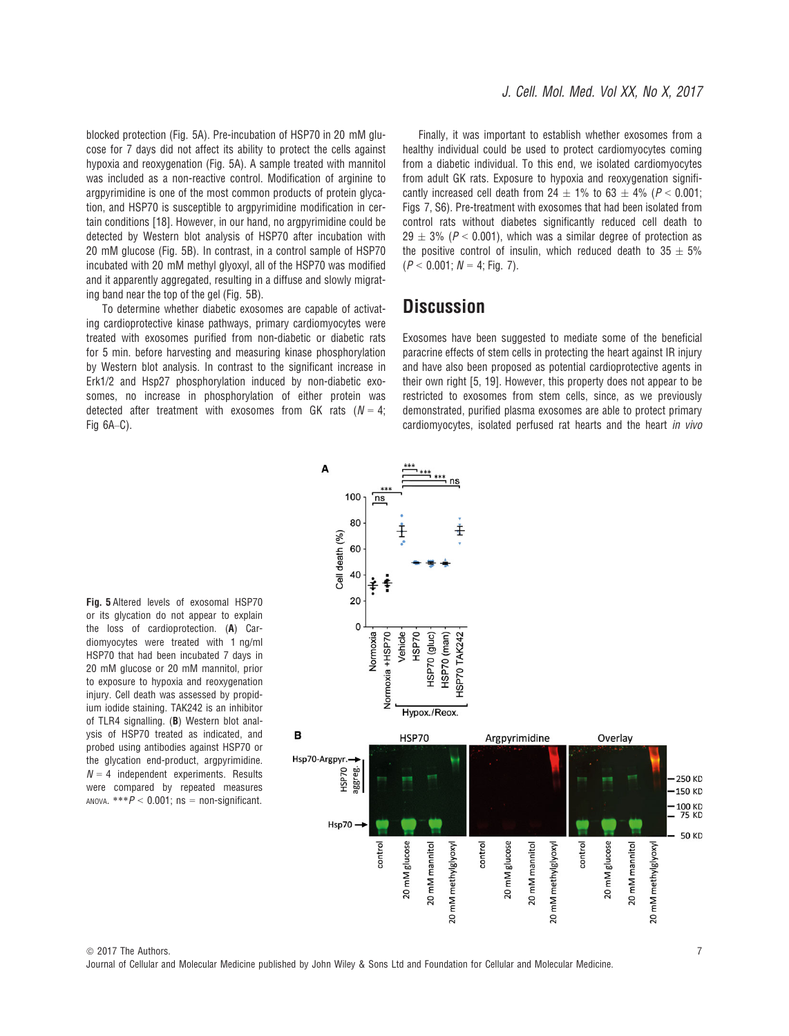blocked protection (Fig. 5A). Pre-incubation of HSP70 in 20 mM glucose for 7 days did not affect its ability to protect the cells against hypoxia and reoxygenation (Fig. 5A). A sample treated with mannitol was included as a non-reactive control. Modification of arginine to argpyrimidine is one of the most common products of protein glycation, and HSP70 is susceptible to argpyrimidine modification in certain conditions [18]. However, in our hand, no argpyrimidine could be detected by Western blot analysis of HSP70 after incubation with 20 mM glucose (Fig. 5B). In contrast, in a control sample of HSP70 incubated with 20 mM methyl glyoxyl, all of the HSP70 was modified and it apparently aggregated, resulting in a diffuse and slowly migrating band near the top of the gel (Fig. 5B).

To determine whether diabetic exosomes are capable of activating cardioprotective kinase pathways, primary cardiomyocytes were treated with exosomes purified from non-diabetic or diabetic rats for 5 min. before harvesting and measuring kinase phosphorylation by Western blot analysis. In contrast to the significant increase in Erk1/2 and Hsp27 phosphorylation induced by non-diabetic exosomes, no increase in phosphorylation of either protein was detected after treatment with exosomes from GK rats ($N = 4$; Fig 6A–C).

Finally, it was important to establish whether exosomes from a healthy individual could be used to protect cardiomyocytes coming from a diabetic individual. To this end, we isolated cardiomyocytes from adult GK rats. Exposure to hypoxia and reoxygenation significantly increased cell death from 24 ± 1% to 63 ± 4% ($P < 0.001$; Figs 7, S6). Pre-treatment with exosomes that had been isolated from control rats without diabetes significantly reduced cell death to 29 ± 3% ($P < 0.001$), which was a similar degree of protection as the positive control of insulin, which reduced death to 35 ± 5% ($P < 0.001$; $N = 4$; Fig. 7).

## Discussion

Exosomes have been suggested to mediate some of the beneficial paracrine effects of stem cells in protecting the heart against IR injury and have also been proposed as potential cardioprotective agents in their own right [5, 19]. However, this property does not appear to be restricted to exosomes from stem cells, since, as we previously demonstrated, purified plasma exosomes are able to protect primary cardiomyocytes, isolated perfused rat hearts and the heart *in vivo*

**Fig. 5** Altered levels of exosomal HSP70 or its glycation do not appear to explain the loss of cardioprotection. (**A**) Cardiomyocytes were treated with 1 ng/ml HSP70 that had been incubated 7 days in 20 mM glucose or 20 mM mannitol, prior to exposure to hypoxia and reoxygenation injury. Cell death was assessed by propidium iodide staining. TAK242 is an inhibitor of TLR4 signalling. (**B**) Western blot analysis of HSP70 treated as indicated, and probed using antibodies against HSP70 or the glycation end-product, argpyrimidine. $N = 4$ independent experiments. Results were compared by repeated measures ANOVA. $***P < 0.001$; ns = non-significant.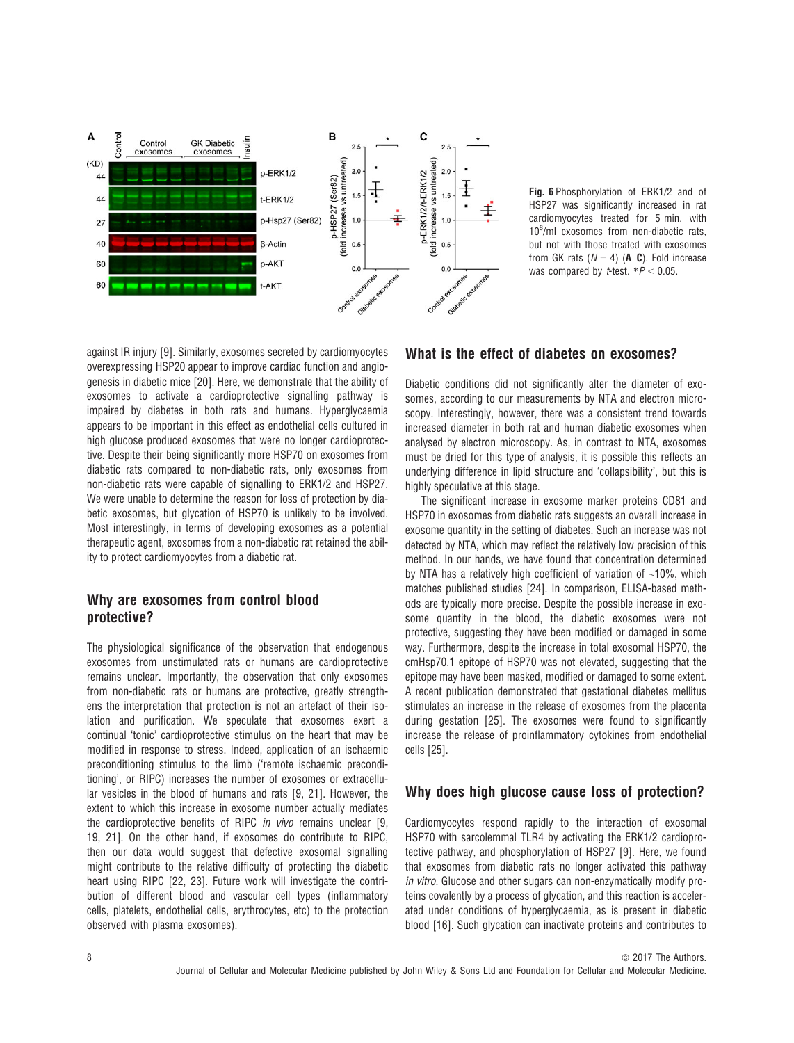**Fig. 6** Phosphorylation of ERK1/2 and of HSP27 was significantly increased in rat cardiomyocytes treated for 5 min. with $10^8$/ml exosomes from non-diabetic rats, but not with those treated with exosomes from GK rats ($N = 4$) (**A**–**C**). Fold increase was compared by *t*-test. $*P < 0.05$.

against IR injury [9]. Similarly, exosomes secreted by cardiomyocytes overexpressing HSP20 appear to improve cardiac function and angiogenesis in diabetic mice [20]. Here, we demonstrate that the ability of exosomes to activate a cardioprotective signalling pathway is impaired by diabetes in both rats and humans. Hyperglycaemia appears to be important in this effect as endothelial cells cultured in high glucose produced exosomes that were no longer cardioprotective. Despite their being significantly more HSP70 on exosomes from diabetic rats compared to non-diabetic rats, only exosomes from non-diabetic rats were capable of signalling to ERK1/2 and HSP27. We were unable to determine the reason for loss of protection by diabetic exosomes, but glycation of HSP70 is unlikely to be involved. Most interestingly, in terms of developing exosomes as a potential therapeutic agent, exosomes from a non-diabetic rat retained the ability to protect cardiomyocytes from a diabetic rat.

## Why are exosomes from control blood protective?

The physiological significance of the observation that endogenous exosomes from unstimulated rats or humans are cardioprotective remains unclear. Importantly, the observation that only exosomes from non-diabetic rats or humans are protective, greatly strengthens the interpretation that protection is not an artefact of their isolation and purification. We speculate that exosomes exert a continual 'tonic' cardioprotective stimulus on the heart that may be modified in response to stress. Indeed, application of an ischaemic preconditioning stimulus to the limb ('remote ischaemic preconditioning', or RIPC) increases the number of exosomes or extracellular vesicles in the blood of humans and rats [9, 21]. However, the extent to which this increase in exosome number actually mediates the cardioprotective benefits of RIPC *in vivo* remains unclear [9, 19, 21]. On the other hand, if exosomes do contribute to RIPC, then our data would suggest that defective exosomal signalling might contribute to the relative difficulty of protecting the diabetic heart using RIPC [22, 23]. Future work will investigate the contribution of different blood and vascular cell types (inflammatory cells, platelets, endothelial cells, erythrocytes, etc) to the protection observed with plasma exosomes).

## What is the effect of diabetes on exosomes?

Diabetic conditions did not significantly alter the diameter of exosomes, according to our measurements by NTA and electron microscopy. Interestingly, however, there was a consistent trend towards increased diameter in both rat and human diabetic exosomes when analysed by electron microscopy. As, in contrast to NTA, exosomes must be dried for this type of analysis, it is possible this reflects an underlying difference in lipid structure and 'collapsibility', but this is highly speculative at this stage.

The significant increase in exosome marker proteins CD81 and HSP70 in exosomes from diabetic rats suggests an overall increase in exosome quantity in the setting of diabetes. Such an increase was not detected by NTA, which may reflect the relatively low precision of this method. In our hands, we have found that concentration determined by NTA has a relatively high coefficient of variation of ~10%, which matches published studies [24]. In comparison, ELISA-based methods are typically more precise. Despite the possible increase in exosome quantity in the blood, the diabetic exosomes were not protective, suggesting they have been modified or damaged in some way. Furthermore, despite the increase in total exosomal HSP70, the cmHsp70.1 epitope of HSP70 was not elevated, suggesting that the epitope may have been masked, modified or damaged to some extent. A recent publication demonstrated that gestational diabetes mellitus stimulates an increase in the release of exosomes from the placenta during gestation [25]. The exosomes were found to significantly increase the release of proinflammatory cytokines from endothelial cells [25].

## Why does high glucose cause loss of protection?

Cardiomyocytes respond rapidly to the interaction of exosomal HSP70 with sarcolemmal TLR4 by activating the ERK1/2 cardioprotective pathway, and phosphorylation of HSP27 [9]. Here, we found that exosomes from diabetic rats no longer activated this pathway *in vitro*. Glucose and other sugars can non-enzymatically modify proteins covalently by a process of glycation, and this reaction is accelerated under conditions of hyperglycaemia, as is present in diabetic blood [16]. Such glycation can inactivate proteins and contributes to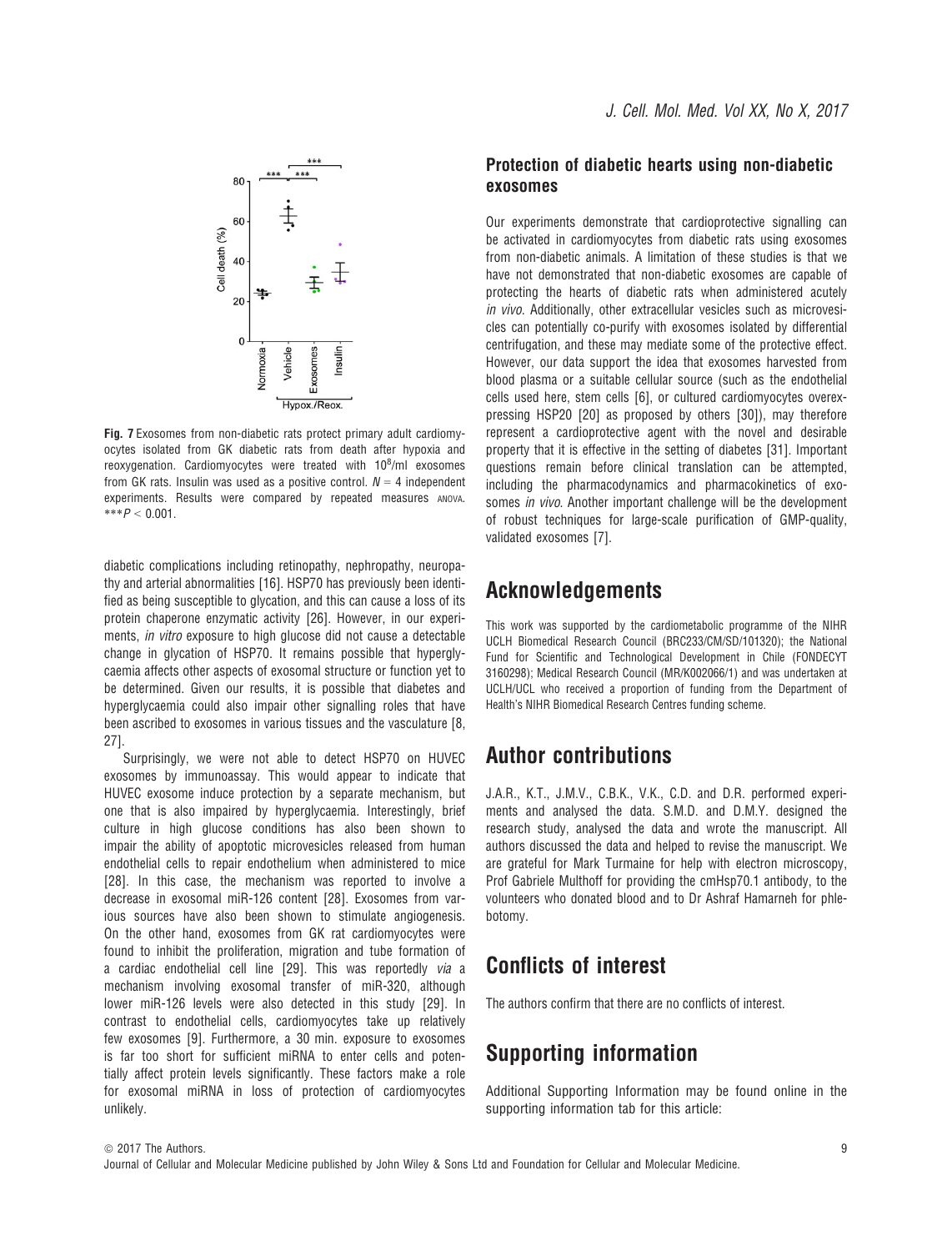Fig. 7 Exosomes from non-diabetic rats protect primary adult cardiomyocytes isolated from GK diabetic rats from death after hypoxia and reoxygenation. Cardiomyocytes were treated with $10^8$/ml exosomes from GK rats. Insulin was used as a positive control. $N = 4$ independent experiments. Results were compared by repeated measures ANOVA. $***P < 0.001$.

diabetic complications including retinopathy, nephropathy, neuropathy and arterial abnormalities [16]. HSP70 has previously been identified as being susceptible to glycation, and this can cause a loss of its protein chaperone enzymatic activity [26]. However, in our experiments, *in vitro* exposure to high glucose did not cause a detectable change in glycation of HSP70. It remains possible that hyperglycaemia affects other aspects of exosomal structure or function yet to be determined. Given our results, it is possible that diabetes and hyperglycaemia could also impair other signalling roles that have been ascribed to exosomes in various tissues and the vasculature [8, 27].

Surprisingly, we were not able to detect HSP70 on HUVEC exosomes by immunoassay. This would appear to indicate that HUVEC exosome induce protection by a separate mechanism, but one that is also impaired by hyperglycaemia. Interestingly, brief culture in high glucose conditions has also been shown to impair the ability of apoptotic microvesicles released from human endothelial cells to repair endothelium when administered to mice [28]. In this case, the mechanism was reported to involve a decrease in exosomal miR-126 content [28]. Exosomes from various sources have also been shown to stimulate angiogenesis. On the other hand, exosomes from GK rat cardiomyocytes were found to inhibit the proliferation, migration and tube formation of a cardiac endothelial cell line [29]. This was reportedly *via* a mechanism involving exosomal transfer of miR-320, although lower miR-126 levels were also detected in this study [29]. In contrast to endothelial cells, cardiomyocytes take up relatively few exosomes [9]. Furthermore, a 30 min. exposure to exosomes is far too short for sufficient miRNA to enter cells and potentially affect protein levels significantly. These factors make a role for exosomal miRNA in loss of protection of cardiomyocytes unlikely.

### Protection of diabetic hearts using non-diabetic exosomes

Our experiments demonstrate that cardioprotective signalling can be activated in cardiomyocytes from diabetic rats using exosomes from non-diabetic animals. A limitation of these studies is that we have not demonstrated that non-diabetic exosomes are capable of protecting the hearts of diabetic rats when administered acutely *in vivo*. Additionally, other extracellular vesicles such as microvesicles can potentially co-purify with exosomes isolated by differential centrifugation, and these may mediate some of the protective effect. However, our data support the idea that exosomes harvested from blood plasma or a suitable cellular source (such as the endothelial cells used here, stem cells [6], or cultured cardiomyocytes overexpressing HSP20 [20] as proposed by others [30]), may therefore represent a cardioprotective agent with the novel and desirable property that it is effective in the setting of diabetes [31]. Important questions remain before clinical translation can be attempted, including the pharmacodynamics and pharmacokinetics of exosomes *in vivo*. Another important challenge will be the development of robust techniques for large-scale purification of GMP-quality, validated exosomes [7].

## Acknowledgements

This work was supported by the cardiometabolic programme of the NIHR UCLH Biomedical Research Council (BRC233/CM/SD/101320); the National Fund for Scientific and Technological Development in Chile (FONDECYT 3160298); Medical Research Council (MR/K002066/1) and was undertaken at UCLH/UCL who received a proportion of funding from the Department of Health's NIHR Biomedical Research Centres funding scheme.

## Author contributions

J.A.R., K.T., J.M.V., C.B.K., V.K., C.D. and D.R. performed experiments and analysed the data. S.M.D. and D.M.Y. designed the research study, analysed the data and wrote the manuscript. All authors discussed the data and helped to revise the manuscript. We are grateful for Mark Turmaine for help with electron microscopy, Prof Gabriele Multhoff for providing the cmHsp70.1 antibody, to the volunteers who donated blood and to Dr Ashraf Hamarneh for phlebotomy.

## Conflicts of interest

The authors confirm that there are no conflicts of interest.

## Supporting information

Additional Supporting Information may be found online in the supporting information tab for this article: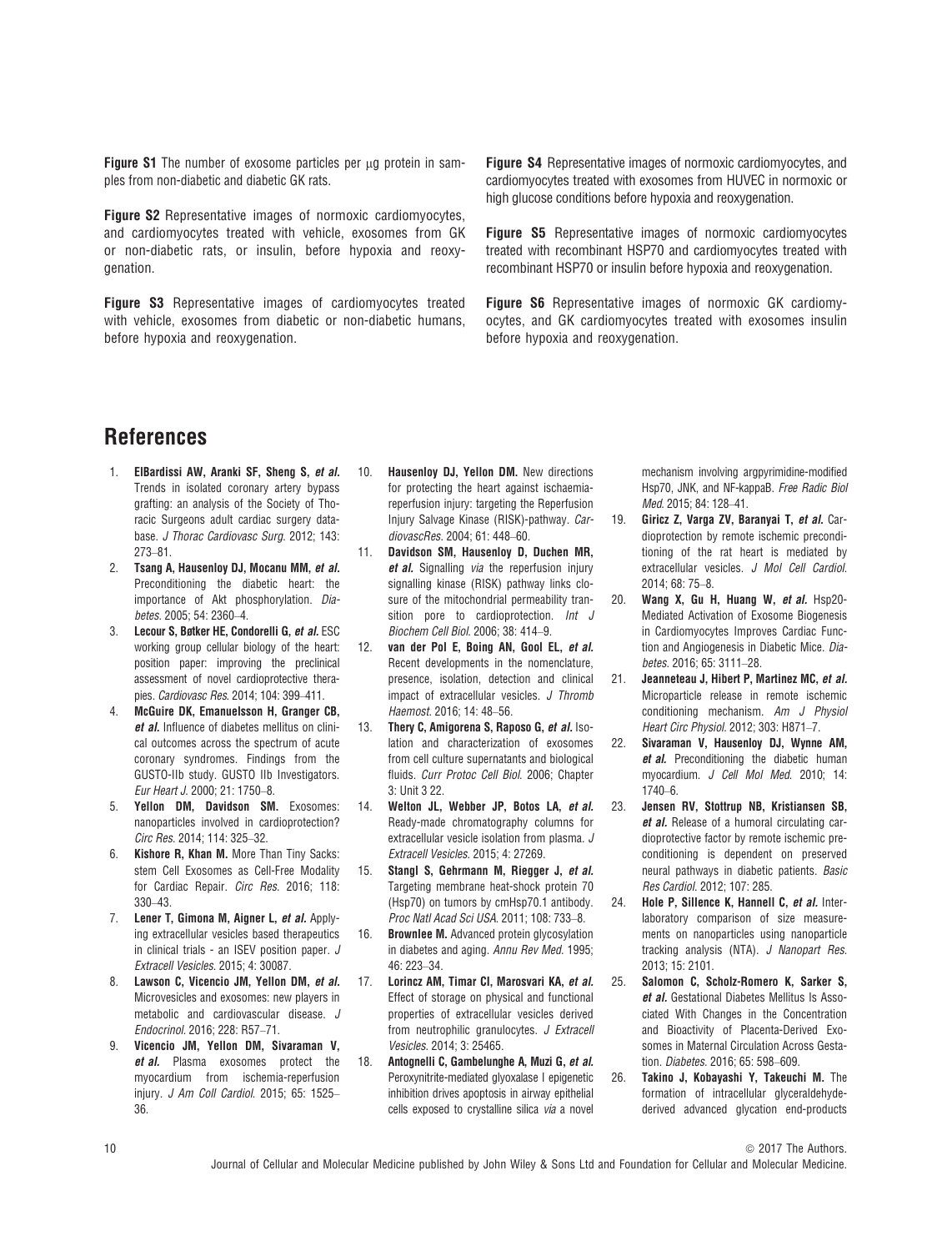**Figure S1** The number of exosome particles per μg protein in samples from non-diabetic and diabetic GK rats.

**Figure S2** Representative images of normoxic cardiomyocytes, and cardiomyocytes treated with vehicle, exosomes from GK or non-diabetic rats, or insulin, before hypoxia and reoxygenation.

**Figure S3** Representative images of cardiomyocytes treated with vehicle, exosomes from diabetic or non-diabetic humans, before hypoxia and reoxygenation.

**Figure S4** Representative images of normoxic cardiomyocytes, and cardiomyocytes treated with exosomes from HUVEC in normoxic or high glucose conditions before hypoxia and reoxygenation.

**Figure S5** Representative images of normoxic cardiomyocytes treated with recombinant HSP70 and cardiomyocytes treated with recombinant HSP70 or insulin before hypoxia and reoxygenation.

**Figure S6** Representative images of normoxic GK cardiomyocytes, and GK cardiomyocytes treated with exosomes insulin before hypoxia and reoxygenation.

## References

1. **ElBardissi AW, Aranki SF, Sheng S, *et al.*** Trends in isolated coronary artery bypass grafting: an analysis of the Society of Thoracic Surgeons adult cardiac surgery database. *J Thorac Cardiovasc Surg.* 2012; 143: 273–81.
2. **Tsang A, Hausenloy DJ, Mocanu MM, *et al.*** Preconditioning the diabetic heart: the importance of Akt phosphorylation. *Diabetes.* 2005; 54: 2360–4.
3. **Lecour S, Bøtker HE, Condorelli G, *et al.*** ESC working group cellular biology of the heart: position paper: improving the preclinical assessment of novel cardioprotective therapies. *Cardiovasc Res.* 2014; 104: 399–411.
4. **McGuire DK, Emanuelsson H, Granger CB, *et al.*** Influence of diabetes mellitus on clinical outcomes across the spectrum of acute coronary syndromes. Findings from the GUSTO-IIb study. GUSTO IIb Investigators. *Eur Heart J.* 2000; 21: 1750–8.
5. **Yellon DM, Davidson SM.** Exosomes: nanoparticles involved in cardioprotection? *Circ Res.* 2014; 114: 325–32.
6. **Kishore R, Khan M.** More Than Tiny Sacks: stem Cell Exosomes as Cell-Free Modality for Cardiac Repair. *Circ Res.* 2016; 118: 330–43.
7. **Lener T, Gimona M, Aigner L, *et al.*** Applying extracellular vesicles based therapeutics in clinical trials - an ISEV position paper. *J Extracell Vesicles.* 2015; 4: 30087.
8. **Lawson C, Vicencio JM, Yellon DM, *et al.*** Microvesicles and exosomes: new players in metabolic and cardiovascular disease. *J Endocrinol.* 2016; 228: R57–71.
9. **Vicencio JM, Yellon DM, Sivaraman V, *et al.*** Plasma exosomes protect the myocardium from ischemia-reperfusion injury. *J Am Coll Cardiol.* 2015; 65: 1525–36.
10. **Hausenloy DJ, Yellon DM.** New directions for protecting the heart against ischaemia-reperfusion injury: targeting the Reperfusion Injury Salvage Kinase (RISK)-pathway. *CardiovascRes.* 2004; 61: 448–60.
11. **Davidson SM, Hausenloy D, Duchen MR, *et al.*** Signalling *via* the reperfusion injury signalling kinase (RISK) pathway links closure of the mitochondrial permeability transition pore to cardioprotection. *Int J Biochem Cell Biol.* 2006; 38: 414–9.
12. **van der Pol E, Boing AN, Gool EL, *et al.*** Recent developments in the nomenclature, presence, isolation, detection and clinical impact of extracellular vesicles. *J Thromb Haemost.* 2016; 14: 48–56.
13. **Thery C, Amigorena S, Raposo G, *et al.*** Isolation and characterization of exosomes from cell culture supernatants and biological fluids. *Curr Protoc Cell Biol.* 2006; Chapter 3: Unit 3 22.
14. **Welton JL, Webber JP, Botos LA, *et al.*** Ready-made chromatography columns for extracellular vesicle isolation from plasma. *J Extracell Vesicles.* 2015; 4: 27269.
15. **Stangl S, Gehrmann M, Riegger J, *et al.*** Targeting membrane heat-shock protein 70 (Hsp70) on tumors by cmHsp70.1 antibody. *Proc Natl Acad Sci USA.* 2011; 108: 733–8.
16. **Brownlee M.** Advanced protein glycosylation in diabetes and aging. *Annu Rev Med.* 1995; 46: 223–34.
17. **Lorincz AM, Timar CI, Marosvari KA, *et al.*** Effect of storage on physical and functional properties of extracellular vesicles derived from neutrophilic granulocytes. *J Extracell Vesicles.* 2014; 3: 25465.
18. **Antognelli C, Gambelunghe A, Muzi G, *et al.*** Peroxynitrite-mediated glyoxalase I epigenetic inhibition drives apoptosis in airway epithelial cells exposed to crystalline silica *via* a novel mechanism involving argpyrimidine-modified Hsp70, JNK, and NF-kappaB. *Free Radic Biol Med.* 2015; 84: 128–41.
19. **Giricz Z, Varga ZV, Baranyai T, *et al.*** Cardioprotection by remote ischemic preconditioning of the rat heart is mediated by extracellular vesicles. *J Mol Cell Cardiol.* 2014; 68: 75–8.
20. **Wang X, Gu H, Huang W, *et al.*** Hsp20-Mediated Activation of Exosome Biogenesis in Cardiomyocytes Improves Cardiac Function and Angiogenesis in Diabetic Mice. *Diabetes.* 2016; 65: 3111–28.
21. **Jeanneteau J, Hibert P, Martinez MC, *et al.*** Microparticle release in remote ischemic conditioning mechanism. *Am J Physiol Heart Circ Physiol.* 2012; 303: H871–7.
22. **Sivaraman V, Hausenloy DJ, Wynne AM, *et al.*** Preconditioning the diabetic human myocardium. *J Cell Mol Med.* 2010; 14: 1740–6.
23. **Jensen RV, Stottrup NB, Kristiansen SB, *et al.*** Release of a humoral circulating cardioprotective factor by remote ischemic preconditioning is dependent on preserved neural pathways in diabetic patients. *Basic Res Cardiol.* 2012; 107: 285.
24. **Hole P, Sillence K, Hannell C, *et al.*** Interlaboratory comparison of size measurements on nanoparticles using nanoparticle tracking analysis (NTA). *J Nanopart Res.* 2013; 15: 2101.
25. **Salomon C, Scholz-Romero K, Sarker S, *et al.*** Gestational Diabetes Mellitus Is Associated With Changes in the Concentration and Bioactivity of Placenta-Derived Exosomes in Maternal Circulation Across Gestation. *Diabetes.* 2016; 65: 598–609.
26. **Takino J, Kobayashi Y, Takeuchi M.** The formation of intracellular glyceraldehyde-derived advanced glycation end-products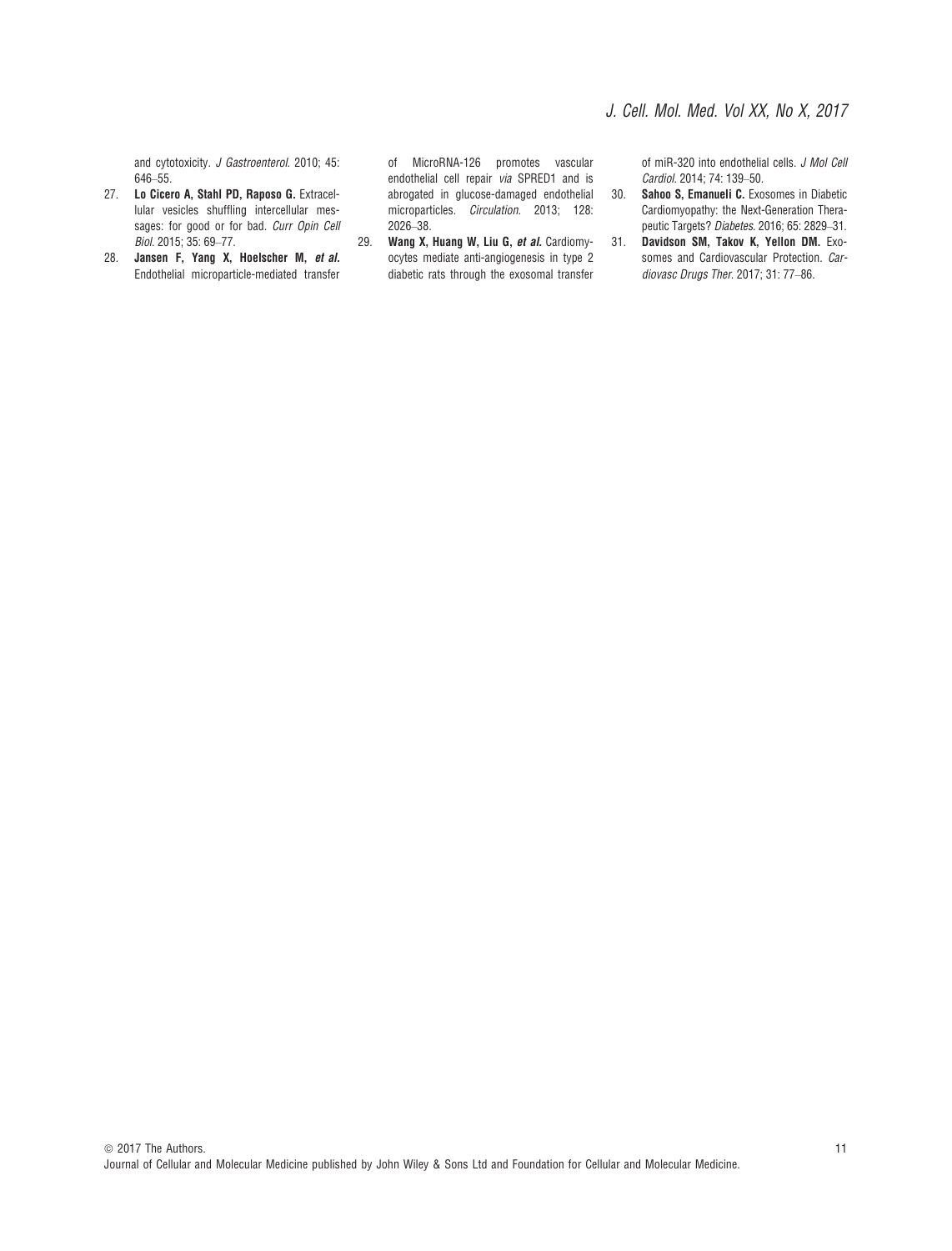and cytotoxicity. *J Gastroenterol.* 2010; 45: 646–55.

27. **Lo Cicero A, Stahl PD, Raposo G.** Extracellular vesicles shuffling intercellular messages: for good or for bad. *Curr Opin Cell Biol.* 2015; 35: 69–77.
28. **Jansen F, Yang X, Hoelscher M, *et al.*** Endothelial microparticle-mediated transfer of MicroRNA-126 promotes vascular endothelial cell repair *via* SPRED1 and is abrogated in glucose-damaged endothelial microparticles. *Circulation.* 2013; 128: 2026–38.
29. **Wang X, Huang W, Liu G, *et al.*** Cardiomyocytes mediate anti-angiogenesis in type 2 diabetic rats through the exosomal transfer of miR-320 into endothelial cells. *J Mol Cell Cardiol.* 2014; 74: 139–50.
30. **Sahoo S, Emanueli C.** Exosomes in Diabetic Cardiomyopathy: the Next-Generation Therapeutic Targets? *Diabetes.* 2016; 65: 2829–31.
31. **Davidson SM, Takov K, Yellon DM.** Exosomes and Cardiovascular Protection. *Cardiovasc Drugs Ther.* 2017; 31: 77–86.